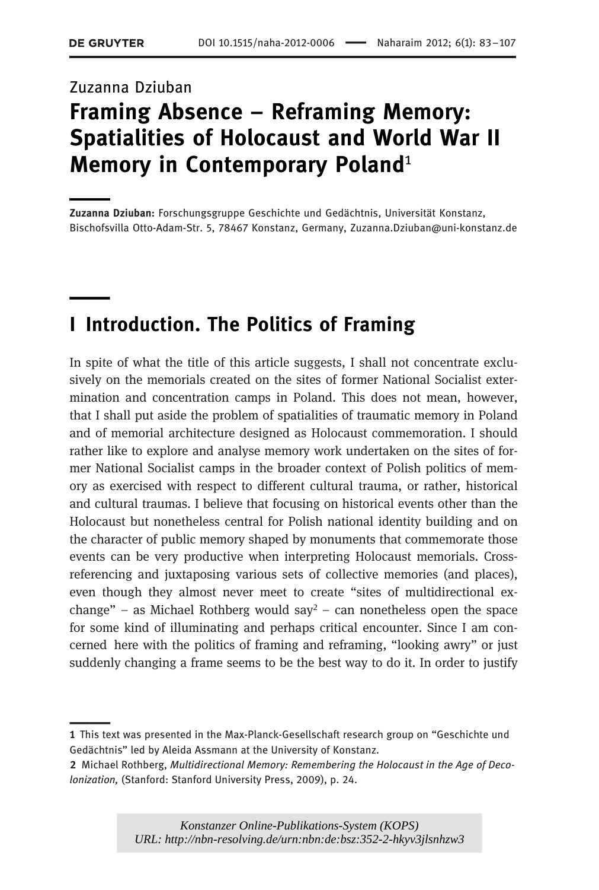Zuzanna Dziuban

# Framing Absence – Reframing Memory: Spatialities of Holocaust and World War II Memory in Contemporary Poland[1]

**Zuzanna Dziuban:** Forschungsgruppe Geschichte und Gedächtnis, Universität Konstanz, Bischofsvilla Otto-Adam-Str. 5, 78467 Konstanz, Germany, Zuzanna.Dziuban@uni-konstanz.de

## I Introduction. The Politics of Framing

In spite of what the title of this article suggests, I shall not concentrate exclusively on the memorials created on the sites of former National Socialist extermination and concentration camps in Poland. This does not mean, however, that I shall put aside the problem of spatialities of traumatic memory in Poland and of memorial architecture designed as Holocaust commemoration. I should rather like to explore and analyse memory work undertaken on the sites of former National Socialist camps in the broader context of Polish politics of memory as exercised with respect to different cultural trauma, or rather, historical and cultural traumas. I believe that focusing on historical events other than the Holocaust but nonetheless central for Polish national identity building and on the character of public memory shaped by monuments that commemorate those events can be very productive when interpreting Holocaust memorials. Cross-referencing and juxtaposing various sets of collective memories (and places), even though they almost never meet to create "sites of multidirectional exchange" – as Michael Rothberg would say[2] – can nonetheless open the space for some kind of illuminating and perhaps critical encounter. Since I am concerned here with the politics of framing and reframing, "looking awry" or just suddenly changing a frame seems to be the best way to do it. In order to justify

---

1 This text was presented in the Max-Planck-Gesellschaft research group on "Geschichte und Gedächtnis" led by Aleida Assmann at the University of Konstanz.

2 Michael Rothberg, *Multidirectional Memory: Remembering the Holocaust in the Age of Decolonization,* (Stanford: Stanford University Press, 2009), p. 24.

Konstanzer Online-Publikations-System (KOPS)
URL: http://nbn-resolving.de/urn:nbn:de:bsz:352-2-hkyv3jlsnhzw3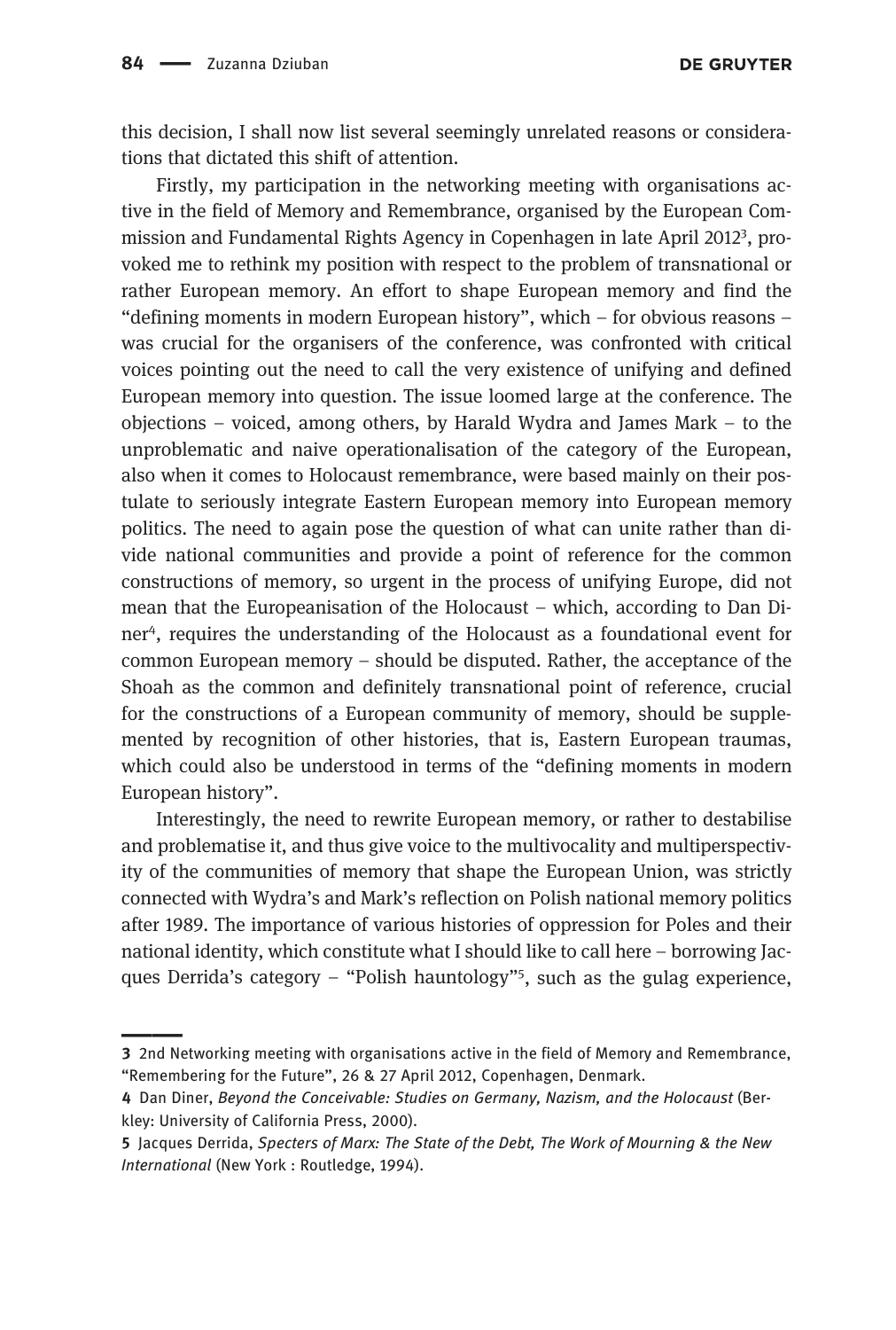this decision, I shall now list several seemingly unrelated reasons or considerations that dictated this shift of attention.

Firstly, my participation in the networking meeting with organisations active in the field of Memory and Remembrance, organised by the European Commission and Fundamental Rights Agency in Copenhagen in late April 2012[3], provoked me to rethink my position with respect to the problem of transnational or rather European memory. An effort to shape European memory and find the "defining moments in modern European history", which – for obvious reasons – was crucial for the organisers of the conference, was confronted with critical voices pointing out the need to call the very existence of unifying and defined European memory into question. The issue loomed large at the conference. The objections – voiced, among others, by Harald Wydra and James Mark – to the unproblematic and naive operationalisation of the category of the European, also when it comes to Holocaust remembrance, were based mainly on their postulate to seriously integrate Eastern European memory into European memory politics. The need to again pose the question of what can unite rather than divide national communities and provide a point of reference for the common constructions of memory, so urgent in the process of unifying Europe, did not mean that the Europeanisation of the Holocaust – which, according to Dan Diner[4], requires the understanding of the Holocaust as a foundational event for common European memory – should be disputed. Rather, the acceptance of the Shoah as the common and definitely transnational point of reference, crucial for the constructions of a European community of memory, should be supplemented by recognition of other histories, that is, Eastern European traumas, which could also be understood in terms of the "defining moments in modern European history".

Interestingly, the need to rewrite European memory, or rather to destabilise and problematise it, and thus give voice to the multivocality and multiperspectivity of the communities of memory that shape the European Union, was strictly connected with Wydra's and Mark's reflection on Polish national memory politics after 1989. The importance of various histories of oppression for Poles and their national identity, which constitute what I should like to call here – borrowing Jacques Derrida's category – "Polish hauntology"[5], such as the gulag experience,

---

3 2nd Networking meeting with organisations active in the field of Memory and Remembrance, "Remembering for the Future", 26 & 27 April 2012, Copenhagen, Denmark.

4 Dan Diner, *Beyond the Conceivable: Studies on Germany, Nazism, and the Holocaust* (Berkley: University of California Press, 2000).

5 Jacques Derrida, *Specters of Marx: The State of the Debt, The Work of Mourning & the New International* (New York : Routledge, 1994).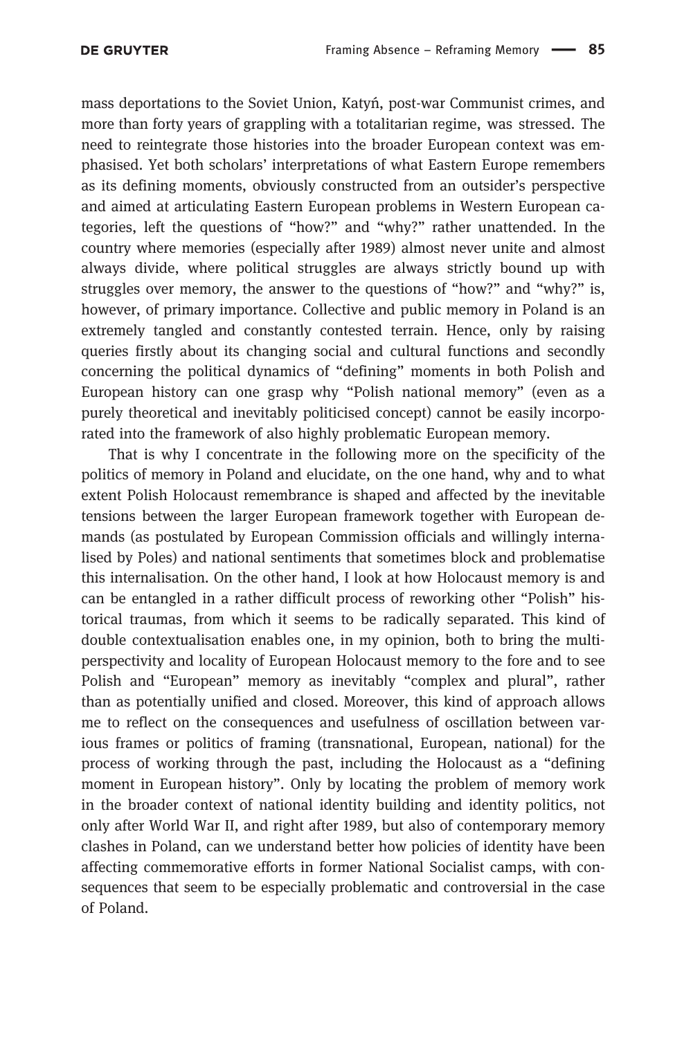mass deportations to the Soviet Union, Katyń, post-war Communist crimes, and more than forty years of grappling with a totalitarian regime, was stressed. The need to reintegrate those histories into the broader European context was emphasised. Yet both scholars' interpretations of what Eastern Europe remembers as its defining moments, obviously constructed from an outsider's perspective and aimed at articulating Eastern European problems in Western European categories, left the questions of "how?" and "why?" rather unattended. In the country where memories (especially after 1989) almost never unite and almost always divide, where political struggles are always strictly bound up with struggles over memory, the answer to the questions of "how?" and "why?" is, however, of primary importance. Collective and public memory in Poland is an extremely tangled and constantly contested terrain. Hence, only by raising queries firstly about its changing social and cultural functions and secondly concerning the political dynamics of "defining" moments in both Polish and European history can one grasp why "Polish national memory" (even as a purely theoretical and inevitably politicised concept) cannot be easily incorporated into the framework of also highly problematic European memory.

That is why I concentrate in the following more on the specificity of the politics of memory in Poland and elucidate, on the one hand, why and to what extent Polish Holocaust remembrance is shaped and affected by the inevitable tensions between the larger European framework together with European demands (as postulated by European Commission officials and willingly internalised by Poles) and national sentiments that sometimes block and problematise this internalisation. On the other hand, I look at how Holocaust memory is and can be entangled in a rather difficult process of reworking other "Polish" historical traumas, from which it seems to be radically separated. This kind of double contextualisation enables one, in my opinion, both to bring the multi-perspectivity and locality of European Holocaust memory to the fore and to see Polish and "European" memory as inevitably "complex and plural", rather than as potentially unified and closed. Moreover, this kind of approach allows me to reflect on the consequences and usefulness of oscillation between various frames or politics of framing (transnational, European, national) for the process of working through the past, including the Holocaust as a "defining moment in European history". Only by locating the problem of memory work in the broader context of national identity building and identity politics, not only after World War II, and right after 1989, but also of contemporary memory clashes in Poland, can we understand better how policies of identity have been affecting commemorative efforts in former National Socialist camps, with consequences that seem to be especially problematic and controversial in the case of Poland.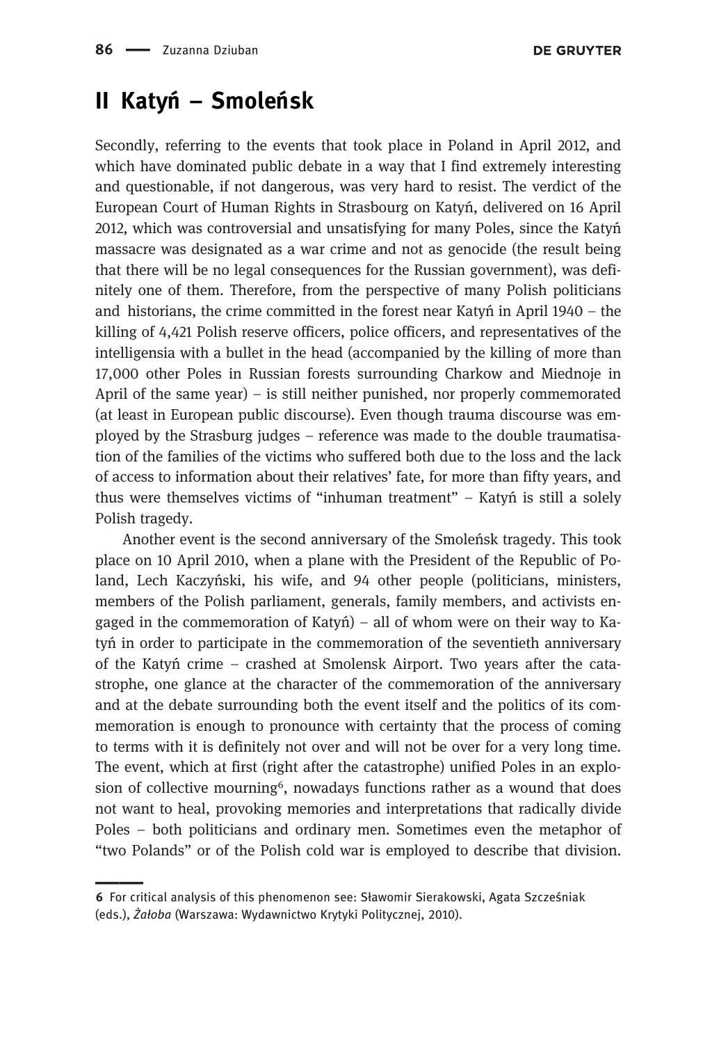## II Katyń – Smoleńsk

Secondly, referring to the events that took place in Poland in April 2012, and which have dominated public debate in a way that I find extremely interesting and questionable, if not dangerous, was very hard to resist. The verdict of the European Court of Human Rights in Strasbourg on Katyń, delivered on 16 April 2012, which was controversial and unsatisfying for many Poles, since the Katyń massacre was designated as a war crime and not as genocide (the result being that there will be no legal consequences for the Russian government), was definitely one of them. Therefore, from the perspective of many Polish politicians and historians, the crime committed in the forest near Katyń in April 1940 – the killing of 4,421 Polish reserve officers, police officers, and representatives of the intelligensia with a bullet in the head (accompanied by the killing of more than 17,000 other Poles in Russian forests surrounding Charkow and Miednoje in April of the same year) – is still neither punished, nor properly commemorated (at least in European public discourse). Even though trauma discourse was employed by the Strasburg judges – reference was made to the double traumatisation of the families of the victims who suffered both due to the loss and the lack of access to information about their relatives' fate, for more than fifty years, and thus were themselves victims of "inhuman treatment" – Katyń is still a solely Polish tragedy.

Another event is the second anniversary of the Smoleńsk tragedy. This took place on 10 April 2010, when a plane with the President of the Republic of Poland, Lech Kaczyński, his wife, and 94 other people (politicians, ministers, members of the Polish parliament, generals, family members, and activists engaged in the commemoration of Katyń) – all of whom were on their way to Katyń in order to participate in the commemoration of the seventieth anniversary of the Katyń crime – crashed at Smolensk Airport. Two years after the catastrophe, one glance at the character of the commemoration of the anniversary and at the debate surrounding both the event itself and the politics of its commemoration is enough to pronounce with certainty that the process of coming to terms with it is definitely not over and will not be over for a very long time. The event, which at first (right after the catastrophe) unified Poles in an explosion of collective mourning[6], nowadays functions rather as a wound that does not want to heal, provoking memories and interpretations that radically divide Poles – both politicians and ordinary men. Sometimes even the metaphor of "two Polands" or of the Polish cold war is employed to describe that division.

---

[6] For critical analysis of this phenomenon see: Sławomir Sierakowski, Agata Szcześniak (eds.), *Żałoba* (Warszawa: Wydawnictwo Krytyki Politycznej, 2010).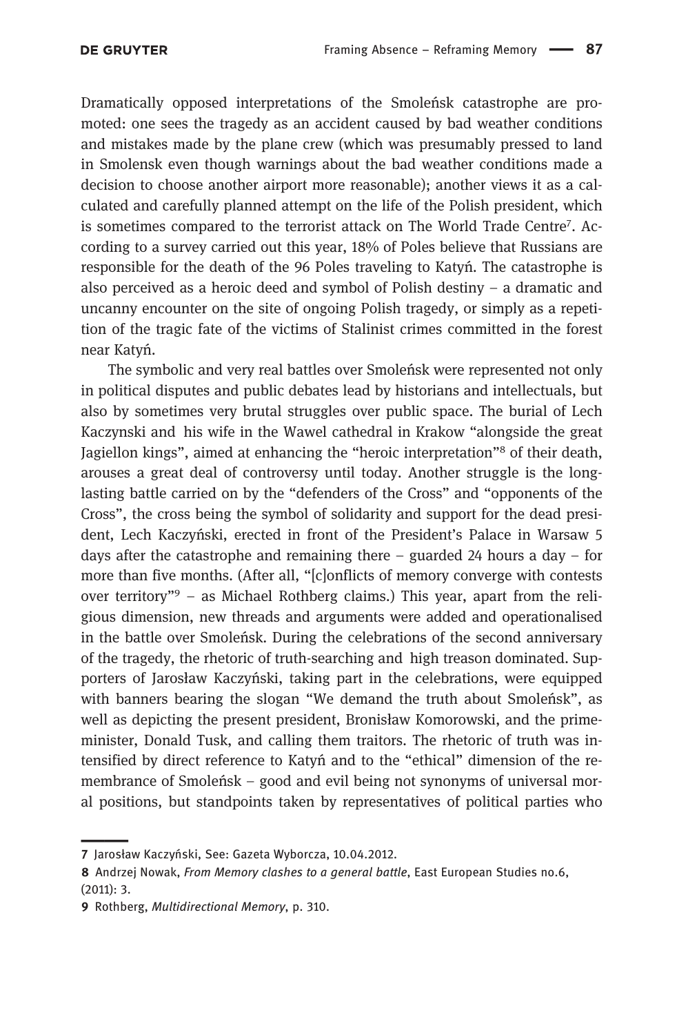Dramatically opposed interpretations of the Smoleńsk catastrophe are promoted: one sees the tragedy as an accident caused by bad weather conditions and mistakes made by the plane crew (which was presumably pressed to land in Smolensk even though warnings about the bad weather conditions made a decision to choose another airport more reasonable); another views it as a calculated and carefully planned attempt on the life of the Polish president, which is sometimes compared to the terrorist attack on The World Trade Centre[7]. According to a survey carried out this year, 18% of Poles believe that Russians are responsible for the death of the 96 Poles traveling to Katyń. The catastrophe is also perceived as a heroic deed and symbol of Polish destiny – a dramatic and uncanny encounter on the site of ongoing Polish tragedy, or simply as a repetition of the tragic fate of the victims of Stalinist crimes committed in the forest near Katyń.

The symbolic and very real battles over Smoleńsk were represented not only in political disputes and public debates lead by historians and intellectuals, but also by sometimes very brutal struggles over public space. The burial of Lech Kaczynski and his wife in the Wawel cathedral in Krakow "alongside the great Jagiellon kings", aimed at enhancing the "heroic interpretation"[8] of their death, arouses a great deal of controversy until today. Another struggle is the long-lasting battle carried on by the "defenders of the Cross" and "opponents of the Cross", the cross being the symbol of solidarity and support for the dead president, Lech Kaczyński, erected in front of the President's Palace in Warsaw 5 days after the catastrophe and remaining there – guarded 24 hours a day – for more than five months. (After all, "[c]onflicts of memory converge with contests over territory"[9] – as Michael Rothberg claims.) This year, apart from the religious dimension, new threads and arguments were added and operationalised in the battle over Smoleńsk. During the celebrations of the second anniversary of the tragedy, the rhetoric of truth-searching and high treason dominated. Supporters of Jarosław Kaczyński, taking part in the celebrations, were equipped with banners bearing the slogan "We demand the truth about Smoleńsk", as well as depicting the present president, Bronisław Komorowski, and the prime-minister, Donald Tusk, and calling them traitors. The rhetoric of truth was intensified by direct reference to Katyń and to the "ethical" dimension of the remembrance of Smoleńsk – good and evil being not synonyms of universal moral positions, but standpoints taken by representatives of political parties who

---

7 Jarosław Kaczyński, See: Gazeta Wyborcza, 10.04.2012.

8 Andrzej Nowak, *From Memory clashes to a general battle*, East European Studies no.6, (2011): 3.

9 Rothberg, *Multidirectional Memory*, p. 310.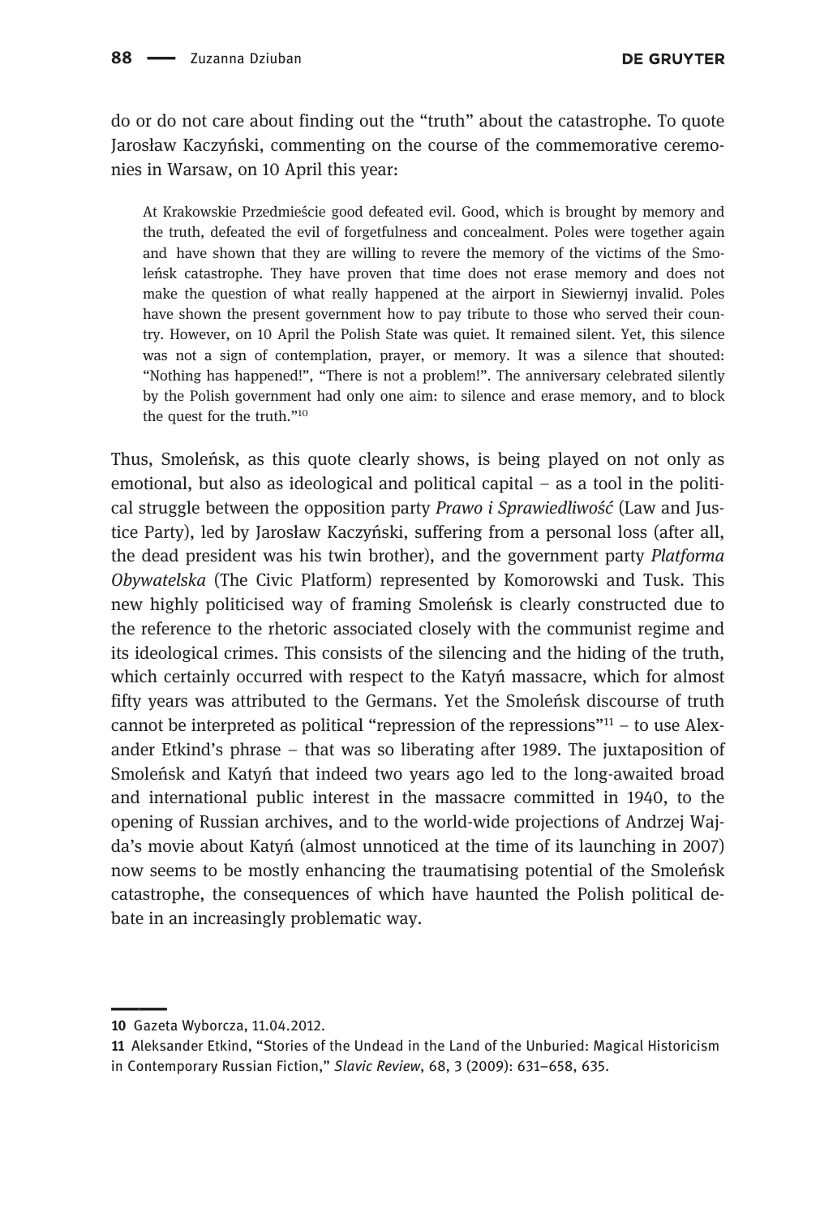do or do not care about finding out the "truth" about the catastrophe. To quote Jarosław Kaczyński, commenting on the course of the commemorative ceremonies in Warsaw, on 10 April this year:

> At Krakowskie Przedmieście good defeated evil. Good, which is brought by memory and the truth, defeated the evil of forgetfulness and concealment. Poles were together again and have shown that they are willing to revere the memory of the victims of the Smoleńsk catastrophe. They have proven that time does not erase memory and does not make the question of what really happened at the airport in Siewiernyj invalid. Poles have shown the present government how to pay tribute to those who served their country. However, on 10 April the Polish State was quiet. It remained silent. Yet, this silence was not a sign of contemplation, prayer, or memory. It was a silence that shouted: "Nothing has happened!", "There is not a problem!". The anniversary celebrated silently by the Polish government had only one aim: to silence and erase memory, and to block the quest for the truth."[10]

Thus, Smoleńsk, as this quote clearly shows, is being played on not only as emotional, but also as ideological and political capital – as a tool in the political struggle between the opposition party *Prawo i Sprawiedliwość* (Law and Justice Party), led by Jarosław Kaczyński, suffering from a personal loss (after all, the dead president was his twin brother), and the government party *Platforma Obywatelska* (The Civic Platform) represented by Komorowski and Tusk. This new highly politicised way of framing Smoleńsk is clearly constructed due to the reference to the rhetoric associated closely with the communist regime and its ideological crimes. This consists of the silencing and the hiding of the truth, which certainly occurred with respect to the Katyń massacre, which for almost fifty years was attributed to the Germans. Yet the Smoleńsk discourse of truth cannot be interpreted as political "repression of the repressions"[11] – to use Alexander Etkind's phrase – that was so liberating after 1989. The juxtaposition of Smoleńsk and Katyń that indeed two years ago led to the long-awaited broad and international public interest in the massacre committed in 1940, to the opening of Russian archives, and to the world-wide projections of Andrzej Wajda's movie about Katyń (almost unnoticed at the time of its launching in 2007) now seems to be mostly enhancing the traumatising potential of the Smoleńsk catastrophe, the consequences of which have haunted the Polish political debate in an increasingly problematic way.

---

**10** Gazeta Wyborcza, 11.04.2012.

**11** Aleksander Etkind, "Stories of the Undead in the Land of the Unburied: Magical Historicism in Contemporary Russian Fiction," *Slavic Review*, 68, 3 (2009): 631–658, 635.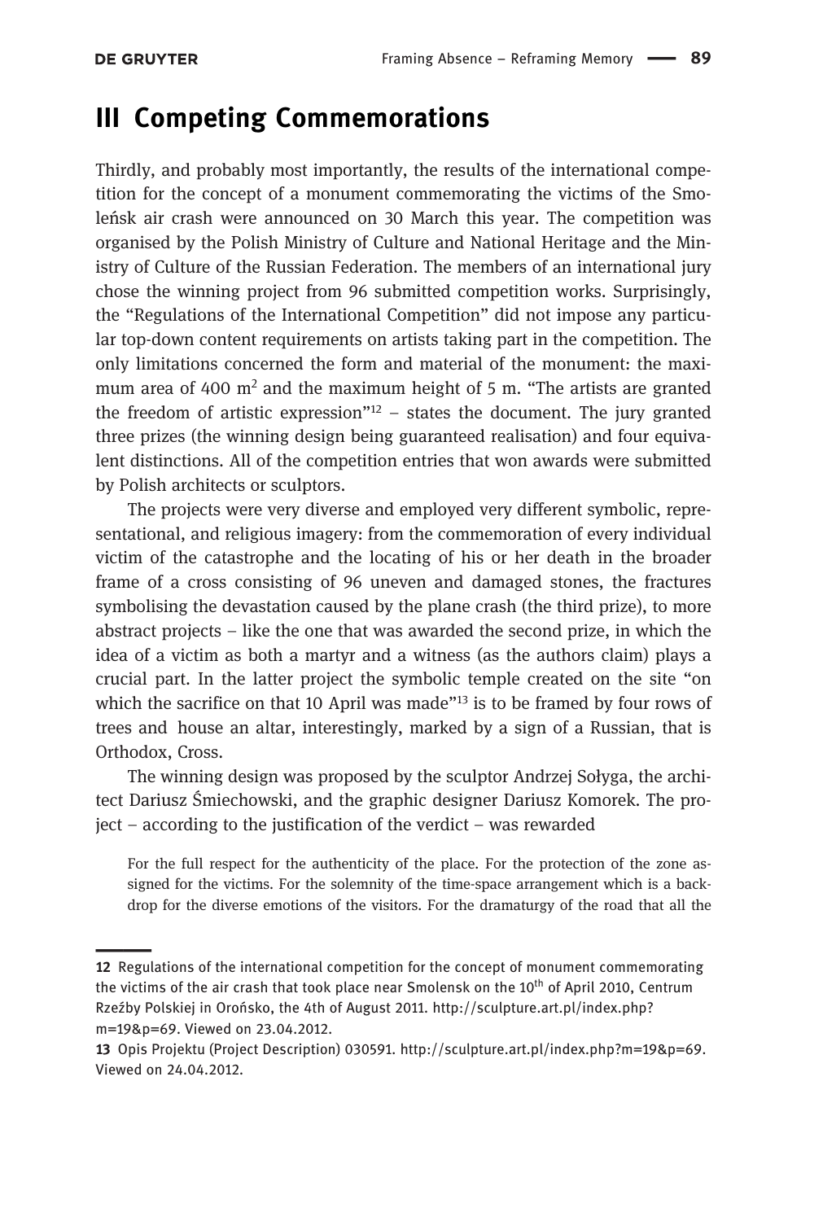# III Competing Commemorations

Thirdly, and probably most importantly, the results of the international competition for the concept of a monument commemorating the victims of the Smoleńsk air crash were announced on 30 March this year. The competition was organised by the Polish Ministry of Culture and National Heritage and the Ministry of Culture of the Russian Federation. The members of an international jury chose the winning project from 96 submitted competition works. Surprisingly, the "Regulations of the International Competition" did not impose any particular top-down content requirements on artists taking part in the competition. The only limitations concerned the form and material of the monument: the maximum area of 400 $m^2$ and the maximum height of 5 m. "The artists are granted the freedom of artistic expression"[12] – states the document. The jury granted three prizes (the winning design being guaranteed realisation) and four equivalent distinctions. All of the competition entries that won awards were submitted by Polish architects or sculptors.

The projects were very diverse and employed very different symbolic, representational, and religious imagery: from the commemoration of every individual victim of the catastrophe and the locating of his or her death in the broader frame of a cross consisting of 96 uneven and damaged stones, the fractures symbolising the devastation caused by the plane crash (the third prize), to more abstract projects – like the one that was awarded the second prize, in which the idea of a victim as both a martyr and a witness (as the authors claim) plays a crucial part. In the latter project the symbolic temple created on the site "on which the sacrifice on that 10 April was made"[13] is to be framed by four rows of trees and house an altar, interestingly, marked by a sign of a Russian, that is Orthodox, Cross.

The winning design was proposed by the sculptor Andrzej Sołyga, the architect Dariusz Śmiechowski, and the graphic designer Dariusz Komorek. The project – according to the justification of the verdict – was rewarded

> For the full respect for the authenticity of the place. For the protection of the zone assigned for the victims. For the solemnity of the time-space arrangement which is a backdrop for the diverse emotions of the visitors. For the dramaturgy of the road that all the

---

**12** Regulations of the international competition for the concept of monument commemorating the victims of the air crash that took place near Smolensk on the 10th of April 2010, Centrum Rzeźby Polskiej in Orońsko, the 4th of August 2011. http://sculpture.art.pl/index.php?m=19&p=69. Viewed on 23.04.2012.

**13** Opis Projektu (Project Description) 030591. http://sculpture.art.pl/index.php?m=19&p=69. Viewed on 24.04.2012.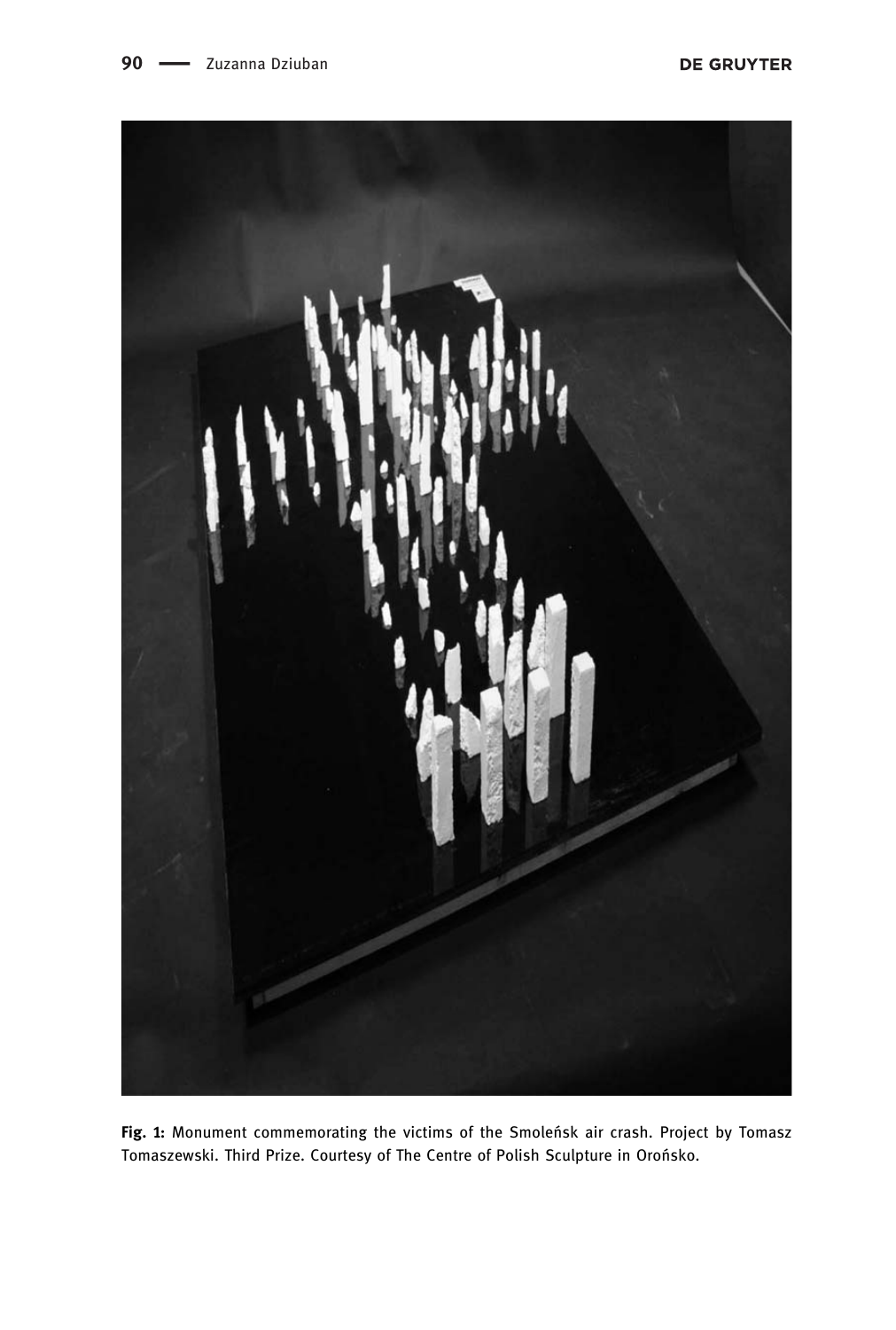**Fig. 1:** Monument commemorating the victims of the Smoleńsk air crash. Project by Tomasz Tomaszewski. Third Prize. Courtesy of The Centre of Polish Sculpture in Orońsko.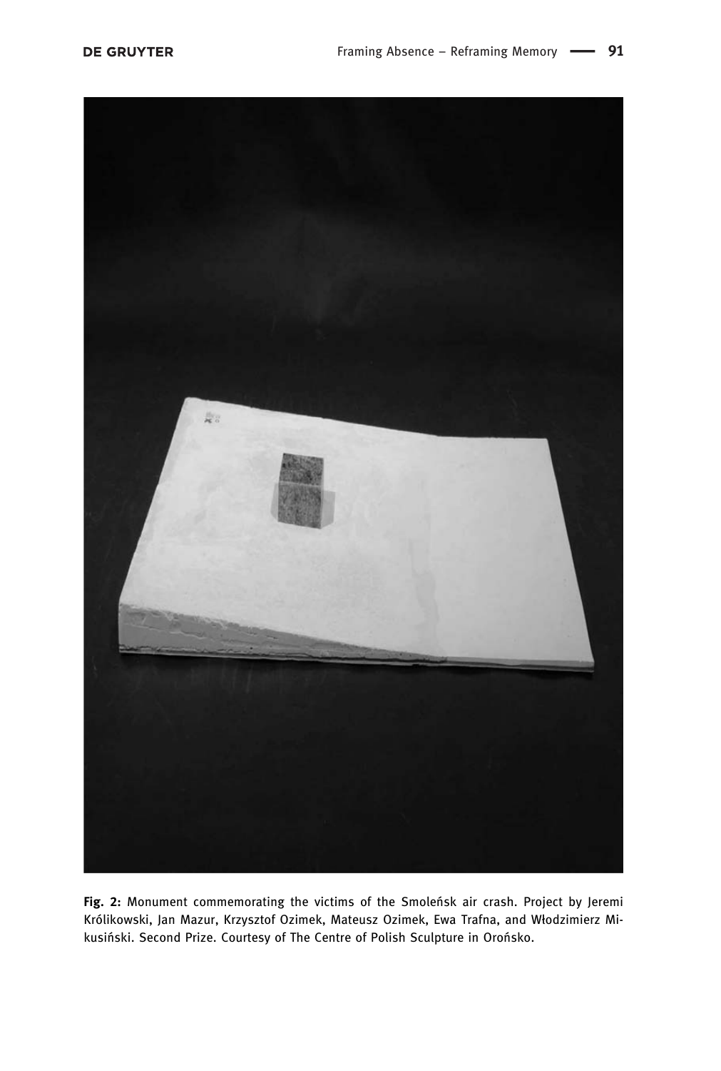**Fig. 2:** Monument commemorating the victims of the Smoleńsk air crash. Project by Jeremi Królikowski, Jan Mazur, Krzysztof Ozimek, Mateusz Ozimek, Ewa Trafna, and Włodzimierz Mikusiński. Second Prize. Courtesy of The Centre of Polish Sculpture in Orońsko.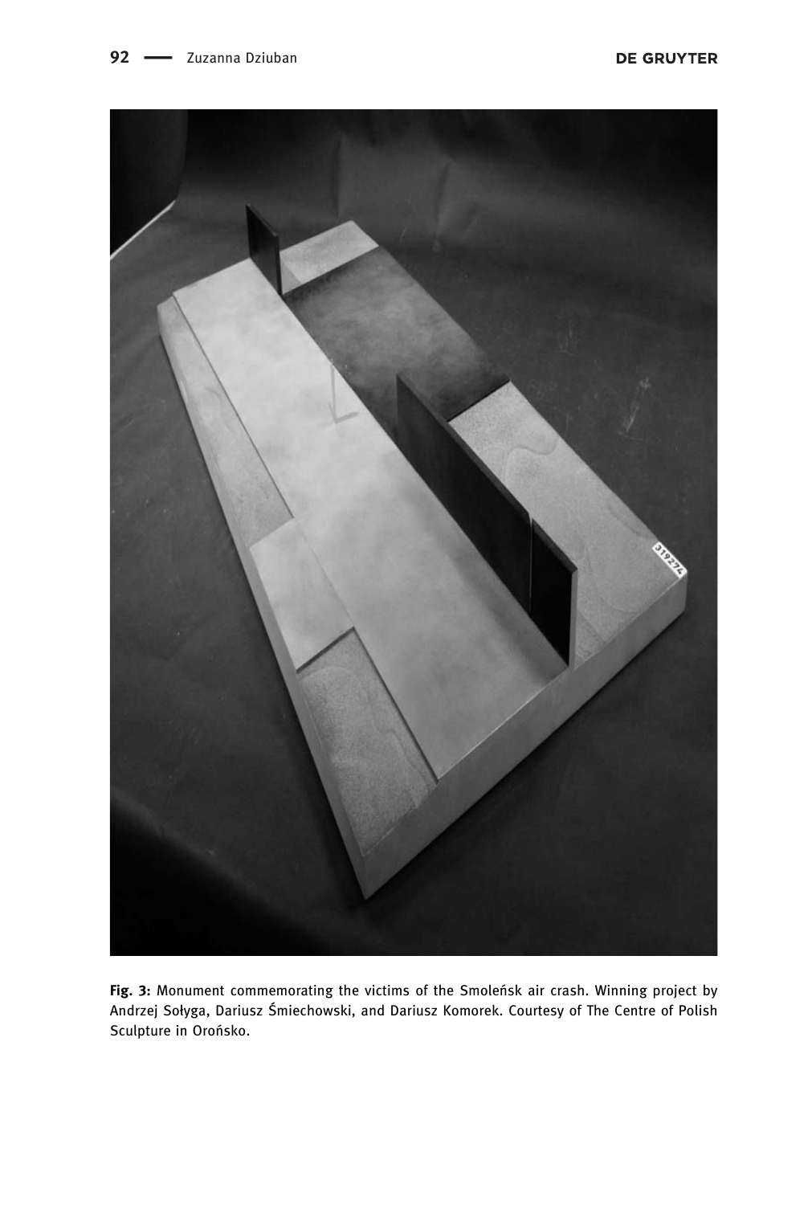**Fig. 3:** Monument commemorating the victims of the Smoleńsk air crash. Winning project by Andrzej Sołyga, Dariusz Śmiechowski, and Dariusz Komorek. Courtesy of The Centre of Polish Sculpture in Orońsko.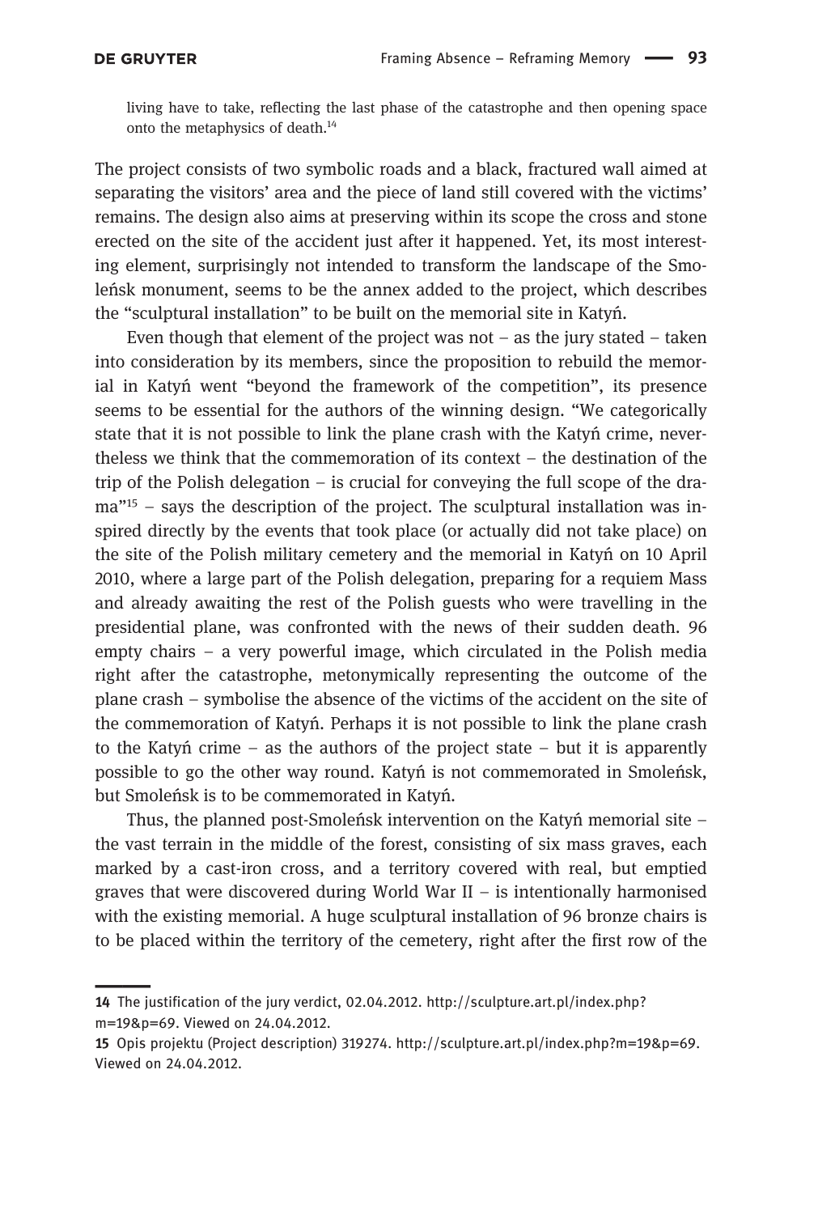> living have to take, reflecting the last phase of the catastrophe and then opening space onto the metaphysics of death.[14]

The project consists of two symbolic roads and a black, fractured wall aimed at separating the visitors' area and the piece of land still covered with the victims' remains. The design also aims at preserving within its scope the cross and stone erected on the site of the accident just after it happened. Yet, its most interesting element, surprisingly not intended to transform the landscape of the Smoleńsk monument, seems to be the annex added to the project, which describes the "sculptural installation" to be built on the memorial site in Katyń.

Even though that element of the project was not – as the jury stated – taken into consideration by its members, since the proposition to rebuild the memorial in Katyń went "beyond the framework of the competition", its presence seems to be essential for the authors of the winning design. "We categorically state that it is not possible to link the plane crash with the Katyń crime, nevertheless we think that the commemoration of its context – the destination of the trip of the Polish delegation – is crucial for conveying the full scope of the drama"[15] – says the description of the project. The sculptural installation was inspired directly by the events that took place (or actually did not take place) on the site of the Polish military cemetery and the memorial in Katyń on 10 April 2010, where a large part of the Polish delegation, preparing for a requiem Mass and already awaiting the rest of the Polish guests who were travelling in the presidential plane, was confronted with the news of their sudden death. 96 empty chairs – a very powerful image, which circulated in the Polish media right after the catastrophe, metonymically representing the outcome of the plane crash – symbolise the absence of the victims of the accident on the site of the commemoration of Katyń. Perhaps it is not possible to link the plane crash to the Katyń crime – as the authors of the project state – but it is apparently possible to go the other way round. Katyń is not commemorated in Smoleńsk, but Smoleńsk is to be commemorated in Katyń.

Thus, the planned post-Smoleńsk intervention on the Katyń memorial site – the vast terrain in the middle of the forest, consisting of six mass graves, each marked by a cast-iron cross, and a territory covered with real, but emptied graves that were discovered during World War II – is intentionally harmonised with the existing memorial. A huge sculptural installation of 96 bronze chairs is to be placed within the territory of the cemetery, right after the first row of the

---

14 The justification of the jury verdict, 02.04.2012. http://sculpture.art.pl/index.php?m=19&p=69. Viewed on 24.04.2012.

15 Opis projektu (Project description) 319274. http://sculpture.art.pl/index.php?m=19&p=69. Viewed on 24.04.2012.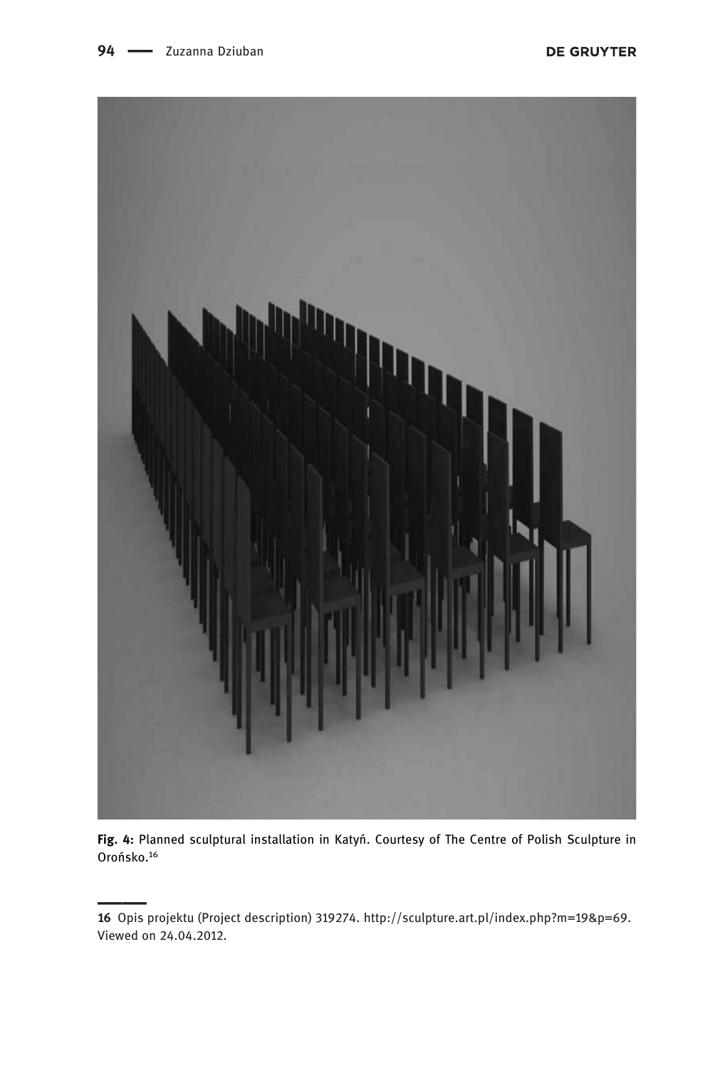**Fig. 4:** Planned sculptural installation in Katyń. Courtesy of The Centre of Polish Sculpture in Orońsko.[16]

16 Opis projektu (Project description) 319274. http://sculpture.art.pl/index.php?m=19&p=69. Viewed on 24.04.2012.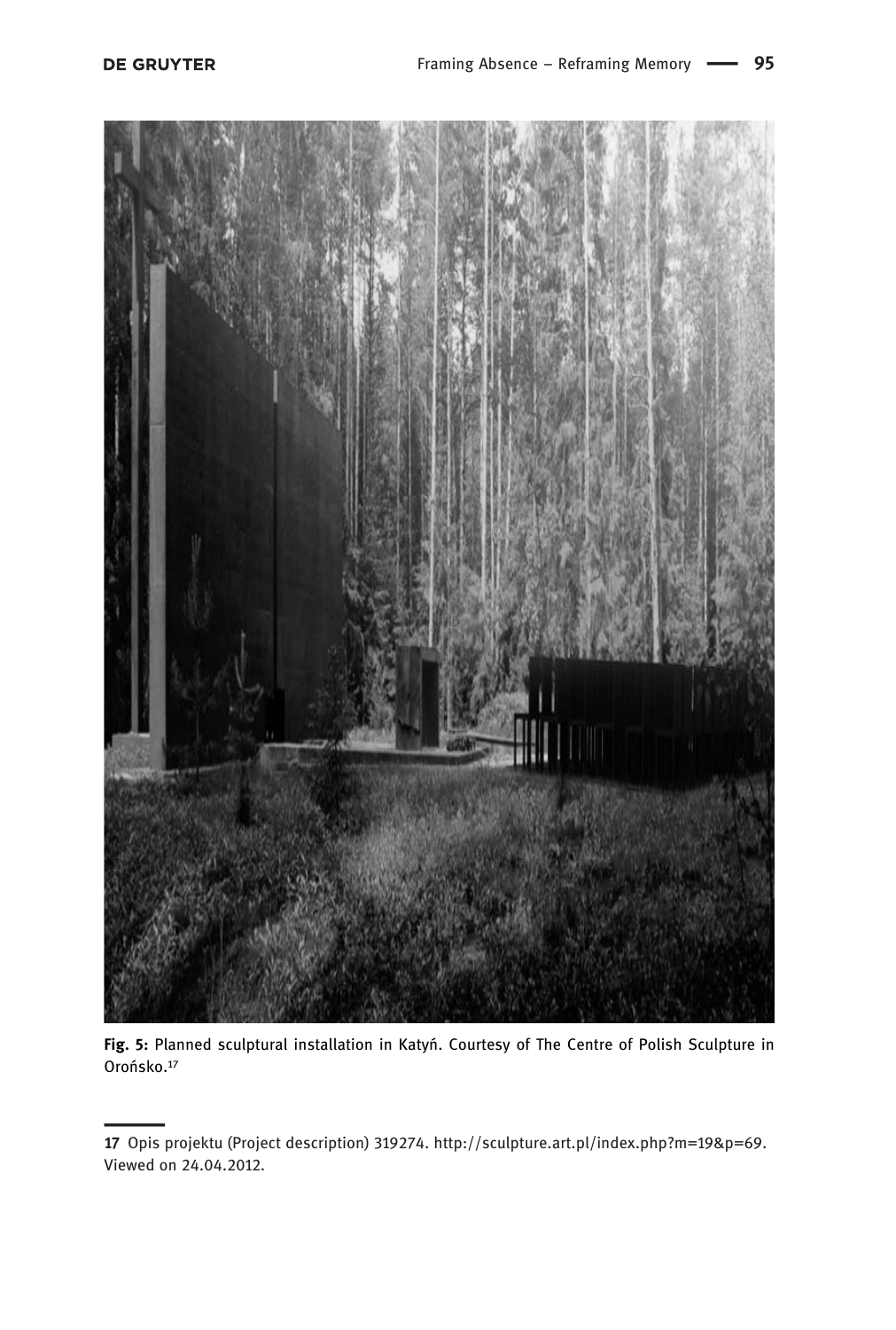**Fig. 5:** Planned sculptural installation in Katyń. Courtesy of The Centre of Polish Sculpture in Orońsko.[17]

---

17 Opis projektu (Project description) 319274. http://sculpture.art.pl/index.php?m=19&p=69. Viewed on 24.04.2012.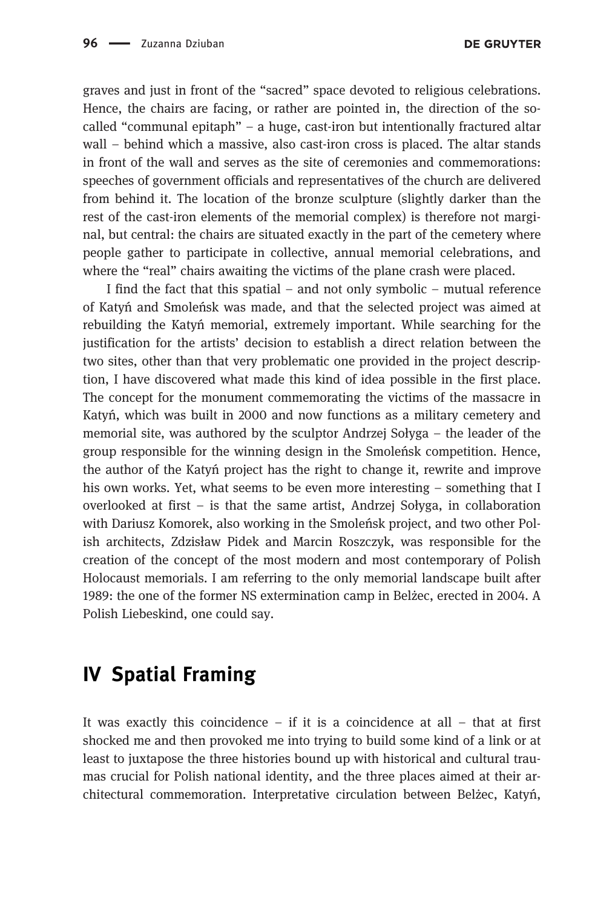graves and just in front of the "sacred" space devoted to religious celebrations. Hence, the chairs are facing, or rather are pointed in, the direction of the so-called "communal epitaph" – a huge, cast-iron but intentionally fractured altar wall – behind which a massive, also cast-iron cross is placed. The altar stands in front of the wall and serves as the site of ceremonies and commemorations: speeches of government officials and representatives of the church are delivered from behind it. The location of the bronze sculpture (slightly darker than the rest of the cast-iron elements of the memorial complex) is therefore not marginal, but central: the chairs are situated exactly in the part of the cemetery where people gather to participate in collective, annual memorial celebrations, and where the "real" chairs awaiting the victims of the plane crash were placed.

I find the fact that this spatial – and not only symbolic – mutual reference of Katyń and Smoleńsk was made, and that the selected project was aimed at rebuilding the Katyń memorial, extremely important. While searching for the justification for the artists' decision to establish a direct relation between the two sites, other than that very problematic one provided in the project description, I have discovered what made this kind of idea possible in the first place. The concept for the monument commemorating the victims of the massacre in Katyń, which was built in 2000 and now functions as a military cemetery and memorial site, was authored by the sculptor Andrzej Sołyga – the leader of the group responsible for the winning design in the Smoleńsk competition. Hence, the author of the Katyń project has the right to change it, rewrite and improve his own works. Yet, what seems to be even more interesting – something that I overlooked at first – is that the same artist, Andrzej Sołyga, in collaboration with Dariusz Komorek, also working in the Smoleńsk project, and two other Polish architects, Zdzisław Pidek and Marcin Roszczyk, was responsible for the creation of the concept of the most modern and most contemporary of Polish Holocaust memorials. I am referring to the only memorial landscape built after 1989: the one of the former NS extermination camp in Bełżec, erected in 2004. A Polish Liebeskind, one could say.

## IV Spatial Framing

It was exactly this coincidence – if it is a coincidence at all – that at first shocked me and then provoked me into trying to build some kind of a link or at least to juxtapose the three histories bound up with historical and cultural traumas crucial for Polish national identity, and the three places aimed at their architectural commemoration. Interpretative circulation between Bełżec, Katyń,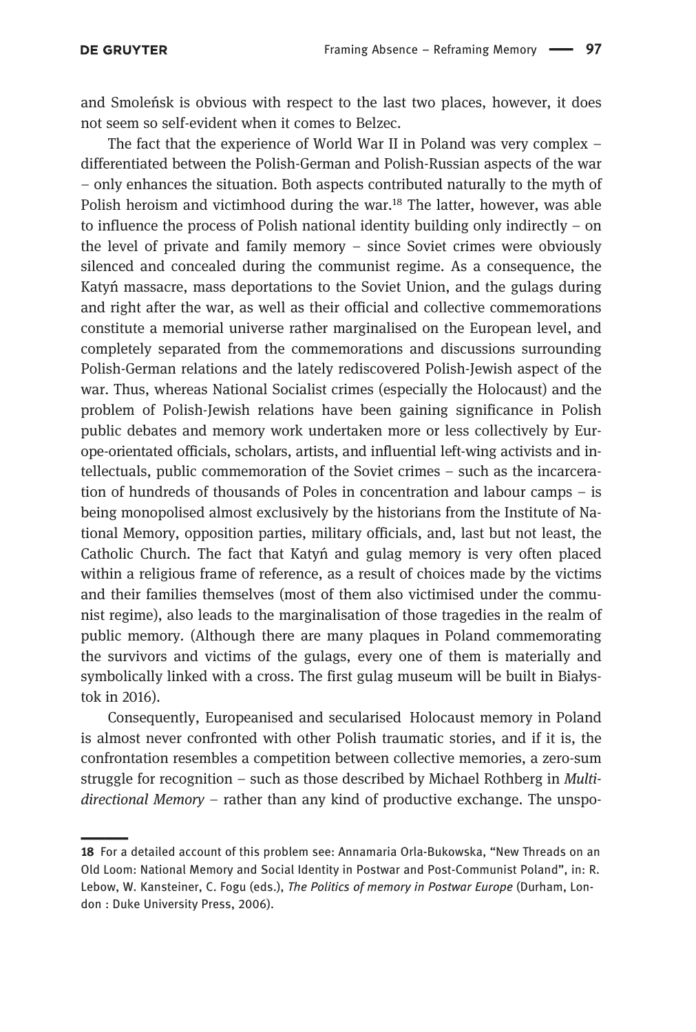and Smoleńsk is obvious with respect to the last two places, however, it does not seem so self-evident when it comes to Belzec.

The fact that the experience of World War II in Poland was very complex – differentiated between the Polish-German and Polish-Russian aspects of the war – only enhances the situation. Both aspects contributed naturally to the myth of Polish heroism and victimhood during the war.[18] The latter, however, was able to influence the process of Polish national identity building only indirectly – on the level of private and family memory – since Soviet crimes were obviously silenced and concealed during the communist regime. As a consequence, the Katyń massacre, mass deportations to the Soviet Union, and the gulags during and right after the war, as well as their official and collective commemorations constitute a memorial universe rather marginalised on the European level, and completely separated from the commemorations and discussions surrounding Polish-German relations and the lately rediscovered Polish-Jewish aspect of the war. Thus, whereas National Socialist crimes (especially the Holocaust) and the problem of Polish-Jewish relations have been gaining significance in Polish public debates and memory work undertaken more or less collectively by Europe-orientated officials, scholars, artists, and influential left-wing activists and intellectuals, public commemoration of the Soviet crimes – such as the incarceration of hundreds of thousands of Poles in concentration and labour camps – is being monopolised almost exclusively by the historians from the Institute of National Memory, opposition parties, military officials, and, last but not least, the Catholic Church. The fact that Katyń and gulag memory is very often placed within a religious frame of reference, as a result of choices made by the victims and their families themselves (most of them also victimised under the communist regime), also leads to the marginalisation of those tragedies in the realm of public memory. (Although there are many plaques in Poland commemorating the survivors and victims of the gulags, every one of them is materially and symbolically linked with a cross. The first gulag museum will be built in Białystok in 2016).

Consequently, Europeanised and secularised Holocaust memory in Poland is almost never confronted with other Polish traumatic stories, and if it is, the confrontation resembles a competition between collective memories, a zero-sum struggle for recognition – such as those described by Michael Rothberg in *Multidirectional Memory* – rather than any kind of productive exchange. The unspo-

**18** For a detailed account of this problem see: Annamaria Orla-Bukowska, "New Threads on an Old Loom: National Memory and Social Identity in Postwar and Post-Communist Poland", in: R. Lebow, W. Kansteiner, C. Fogu (eds.), *The Politics of memory in Postwar Europe* (Durham, London : Duke University Press, 2006).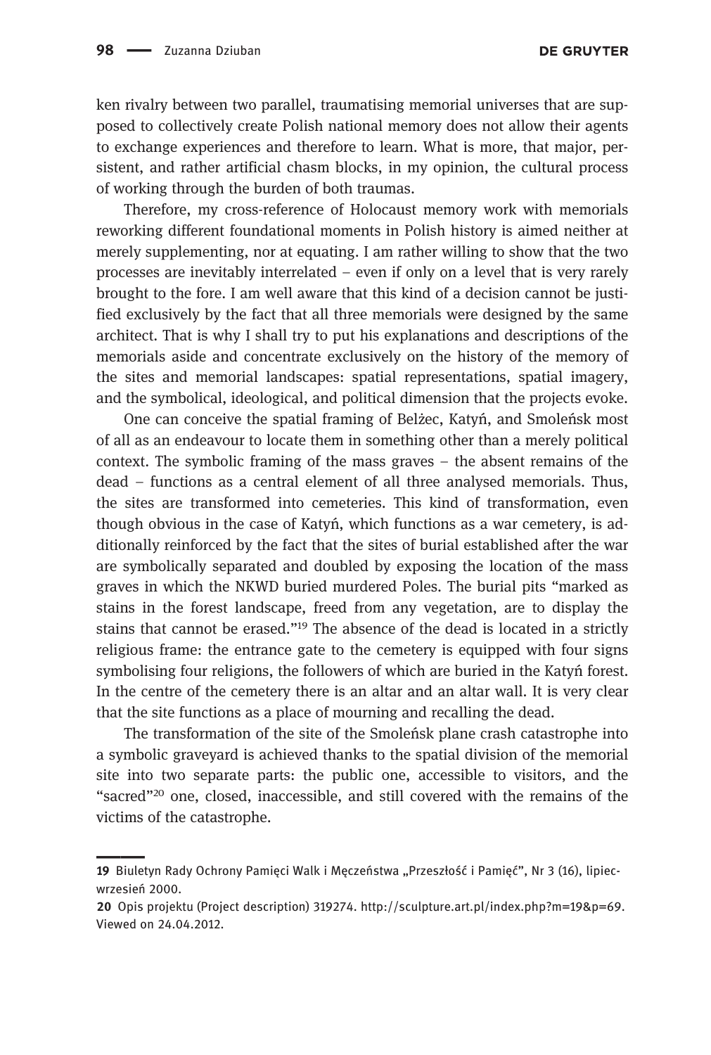ken rivalry between two parallel, traumatising memorial universes that are supposed to collectively create Polish national memory does not allow their agents to exchange experiences and therefore to learn. What is more, that major, persistent, and rather artificial chasm blocks, in my opinion, the cultural process of working through the burden of both traumas.

Therefore, my cross-reference of Holocaust memory work with memorials reworking different foundational moments in Polish history is aimed neither at merely supplementing, nor at equating. I am rather willing to show that the two processes are inevitably interrelated – even if only on a level that is very rarely brought to the fore. I am well aware that this kind of a decision cannot be justified exclusively by the fact that all three memorials were designed by the same architect. That is why I shall try to put his explanations and descriptions of the memorials aside and concentrate exclusively on the history of the memory of the sites and memorial landscapes: spatial representations, spatial imagery, and the symbolical, ideological, and political dimension that the projects evoke.

One can conceive the spatial framing of Bełżec, Katyń, and Smoleńsk most of all as an endeavour to locate them in something other than a merely political context. The symbolic framing of the mass graves – the absent remains of the dead – functions as a central element of all three analysed memorials. Thus, the sites are transformed into cemeteries. This kind of transformation, even though obvious in the case of Katyń, which functions as a war cemetery, is additionally reinforced by the fact that the sites of burial established after the war are symbolically separated and doubled by exposing the location of the mass graves in which the NKWD buried murdered Poles. The burial pits "marked as stains in the forest landscape, freed from any vegetation, are to display the stains that cannot be erased."[19] The absence of the dead is located in a strictly religious frame: the entrance gate to the cemetery is equipped with four signs symbolising four religions, the followers of which are buried in the Katyń forest. In the centre of the cemetery there is an altar and an altar wall. It is very clear that the site functions as a place of mourning and recalling the dead.

The transformation of the site of the Smoleńsk plane crash catastrophe into a symbolic graveyard is achieved thanks to the spatial division of the memorial site into two separate parts: the public one, accessible to visitors, and the "sacred"[20] one, closed, inaccessible, and still covered with the remains of the victims of the catastrophe.

---

**19** Biuletyn Rady Ochrony Pamięci Walk i Męczeństwa „Przeszłość i Pamięć", Nr 3 (16), lipiec-wrzesień 2000.

**20** Opis projektu (Project description) 319274. http://sculpture.art.pl/index.php?m=19&p=69. Viewed on 24.04.2012.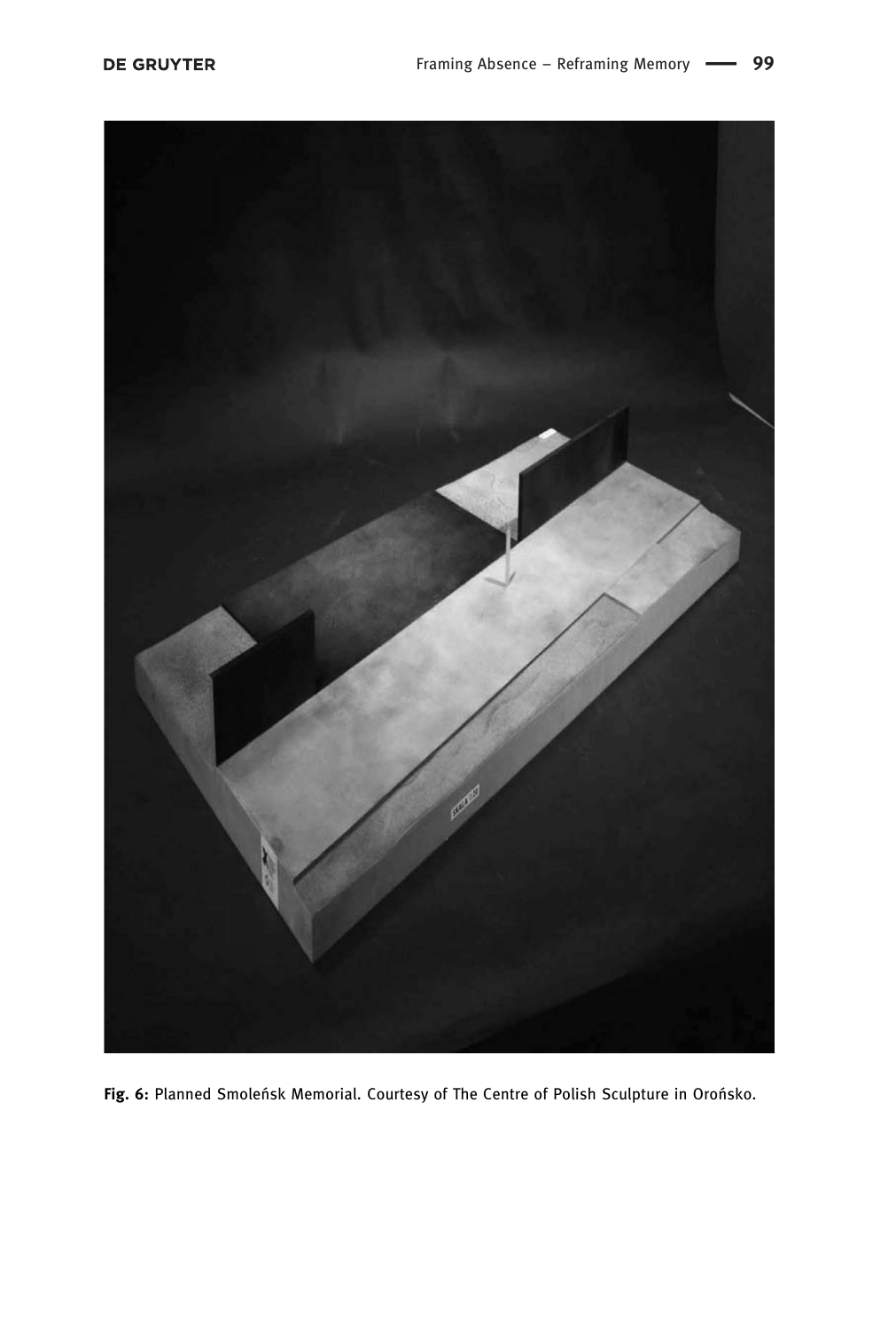**Fig. 6:** Planned Smoleńsk Memorial. Courtesy of The Centre of Polish Sculpture in Orońsko.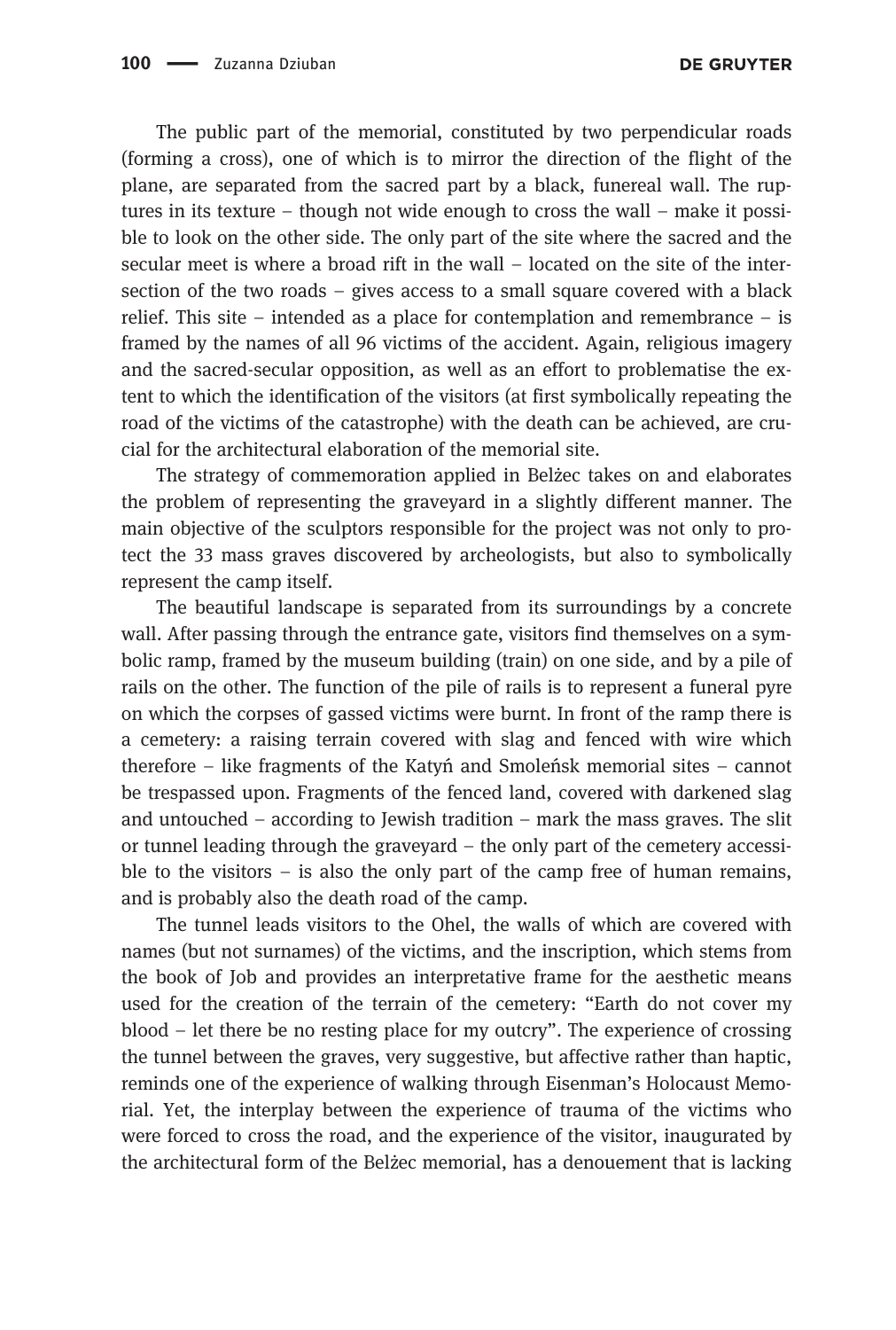The public part of the memorial, constituted by two perpendicular roads (forming a cross), one of which is to mirror the direction of the flight of the plane, are separated from the sacred part by a black, funereal wall. The ruptures in its texture – though not wide enough to cross the wall – make it possible to look on the other side. The only part of the site where the sacred and the secular meet is where a broad rift in the wall – located on the site of the intersection of the two roads – gives access to a small square covered with a black relief. This site – intended as a place for contemplation and remembrance – is framed by the names of all 96 victims of the accident. Again, religious imagery and the sacred-secular opposition, as well as an effort to problematise the extent to which the identification of the visitors (at first symbolically repeating the road of the victims of the catastrophe) with the death can be achieved, are crucial for the architectural elaboration of the memorial site.

The strategy of commemoration applied in Bełżec takes on and elaborates the problem of representing the graveyard in a slightly different manner. The main objective of the sculptors responsible for the project was not only to protect the 33 mass graves discovered by archeologists, but also to symbolically represent the camp itself.

The beautiful landscape is separated from its surroundings by a concrete wall. After passing through the entrance gate, visitors find themselves on a symbolic ramp, framed by the museum building (train) on one side, and by a pile of rails on the other. The function of the pile of rails is to represent a funeral pyre on which the corpses of gassed victims were burnt. In front of the ramp there is a cemetery: a raising terrain covered with slag and fenced with wire which therefore – like fragments of the Katyń and Smoleńsk memorial sites – cannot be trespassed upon. Fragments of the fenced land, covered with darkened slag and untouched – according to Jewish tradition – mark the mass graves. The slit or tunnel leading through the graveyard – the only part of the cemetery accessible to the visitors – is also the only part of the camp free of human remains, and is probably also the death road of the camp.

The tunnel leads visitors to the Ohel, the walls of which are covered with names (but not surnames) of the victims, and the inscription, which stems from the book of Job and provides an interpretative frame for the aesthetic means used for the creation of the terrain of the cemetery: "Earth do not cover my blood – let there be no resting place for my outcry". The experience of crossing the tunnel between the graves, very suggestive, but affective rather than haptic, reminds one of the experience of walking through Eisenman's Holocaust Memorial. Yet, the interplay between the experience of trauma of the victims who were forced to cross the road, and the experience of the visitor, inaugurated by the architectural form of the Bełżec memorial, has a denouement that is lacking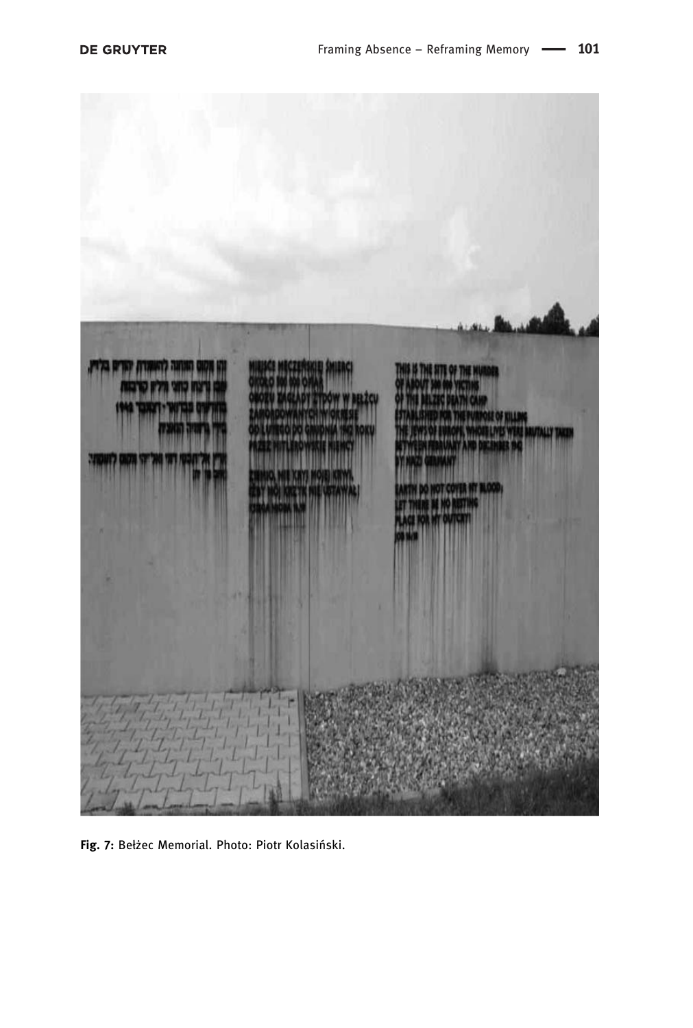Fig. 7: Bełżec Memorial. Photo: Piotr Kolasiński.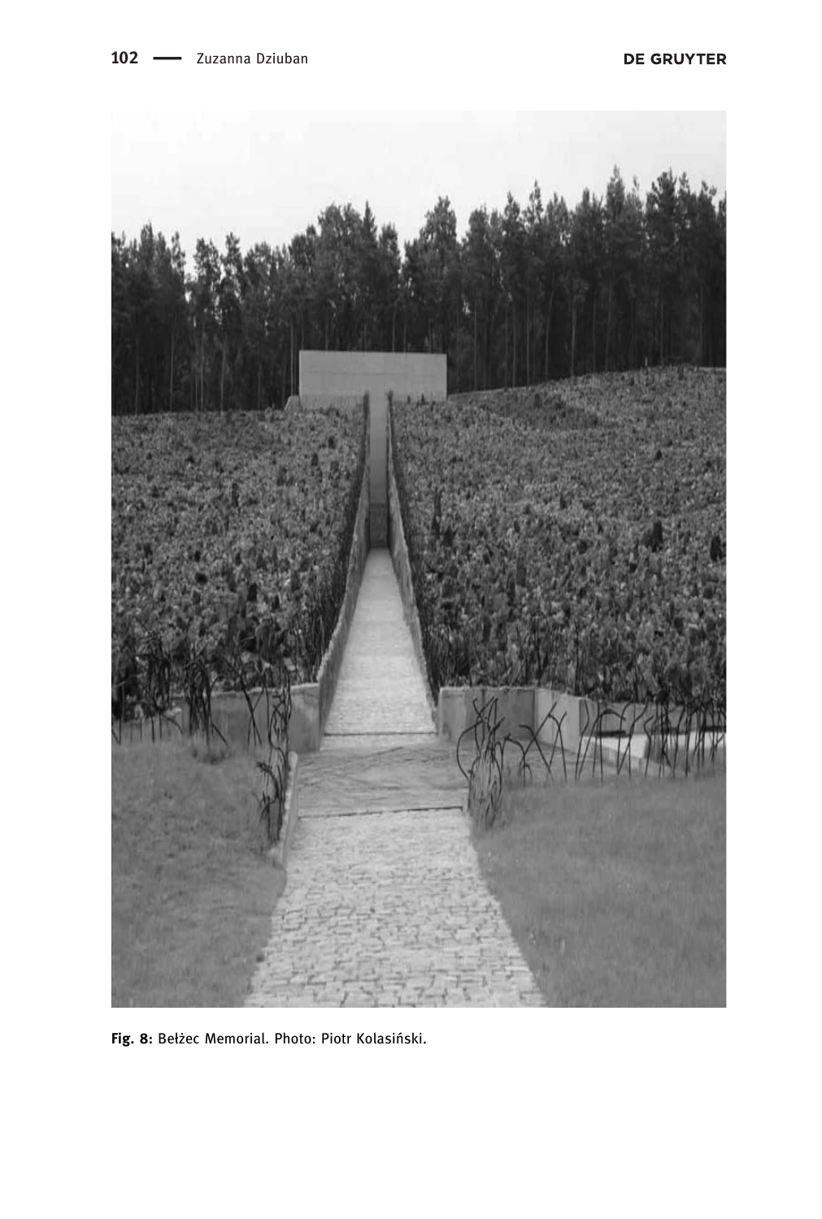**Fig. 8:** Bełżec Memorial. Photo: Piotr Kolasiński.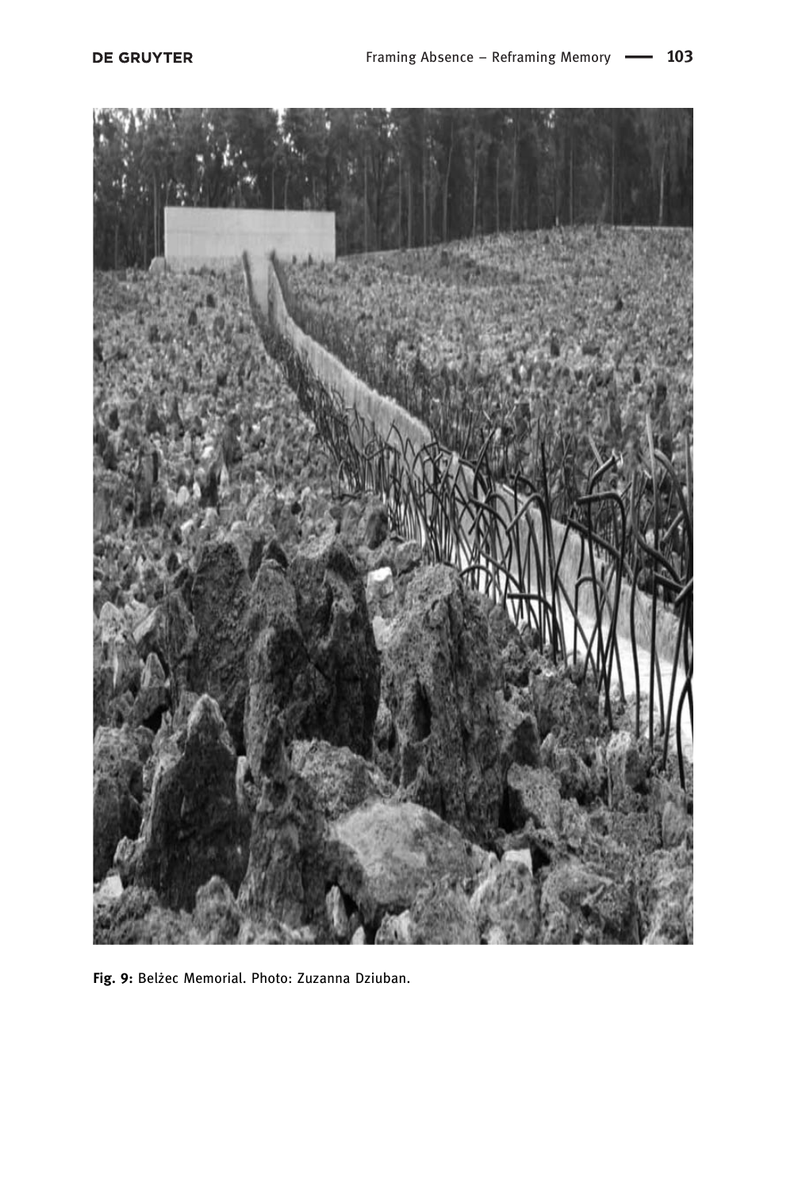Fig. 9: Bełżec Memorial. Photo: Zuzanna Dziuban.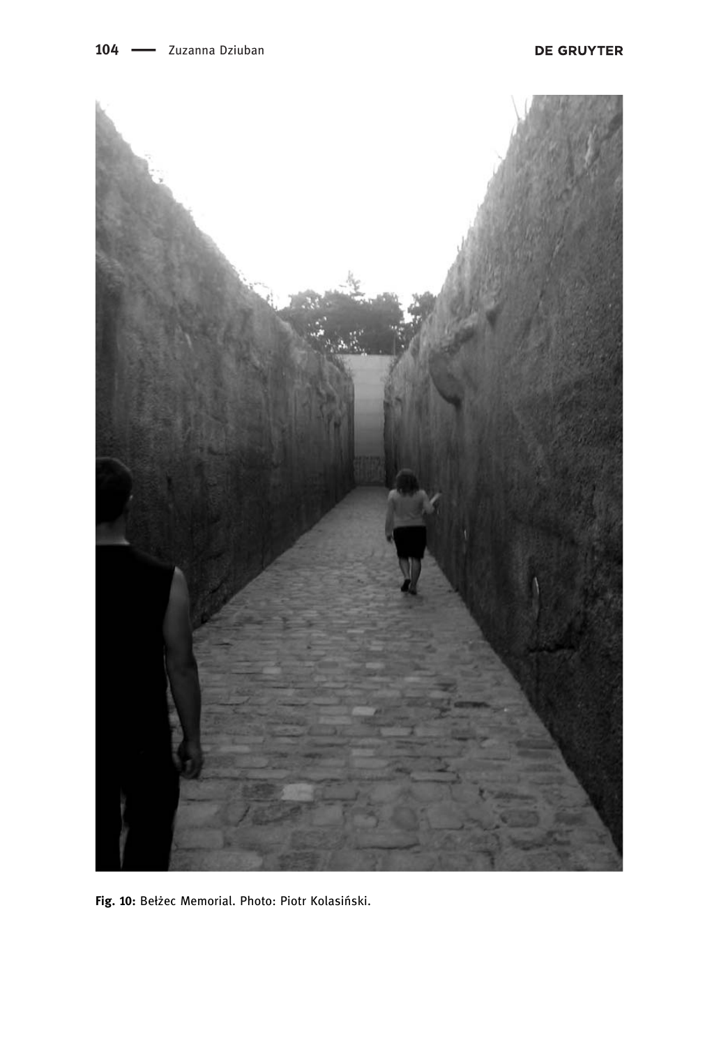**Fig. 10:** Bełżec Memorial. Photo: Piotr Kolasiński.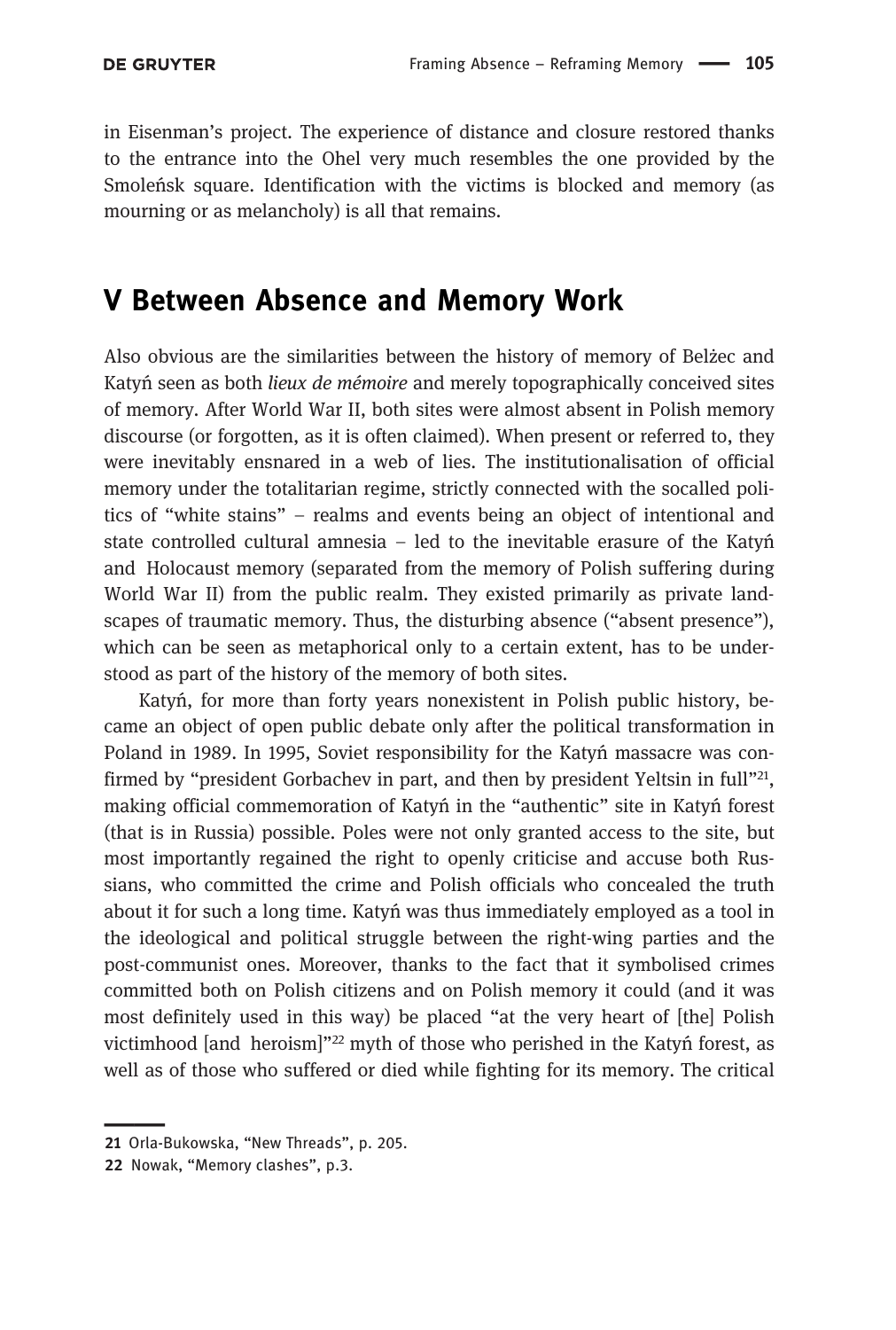in Eisenman's project. The experience of distance and closure restored thanks to the entrance into the Ohel very much resembles the one provided by the Smoleńsk square. Identification with the victims is blocked and memory (as mourning or as melancholy) is all that remains.

## V Between Absence and Memory Work

Also obvious are the similarities between the history of memory of Bełżec and Katyń seen as both *lieux de mémoire* and merely topographically conceived sites of memory. After World War II, both sites were almost absent in Polish memory discourse (or forgotten, as it is often claimed). When present or referred to, they were inevitably ensnared in a web of lies. The institutionalisation of official memory under the totalitarian regime, strictly connected with the socalled politics of "white stains" – realms and events being an object of intentional and state controlled cultural amnesia – led to the inevitable erasure of the Katyń and Holocaust memory (separated from the memory of Polish suffering during World War II) from the public realm. They existed primarily as private landscapes of traumatic memory. Thus, the disturbing absence ("absent presence"), which can be seen as metaphorical only to a certain extent, has to be understood as part of the history of the memory of both sites.

Katyń, for more than forty years nonexistent in Polish public history, became an object of open public debate only after the political transformation in Poland in 1989. In 1995, Soviet responsibility for the Katyń massacre was confirmed by "president Gorbachev in part, and then by president Yeltsin in full"[21], making official commemoration of Katyń in the "authentic" site in Katyń forest (that is in Russia) possible. Poles were not only granted access to the site, but most importantly regained the right to openly criticise and accuse both Russians, who committed the crime and Polish officials who concealed the truth about it for such a long time. Katyń was thus immediately employed as a tool in the ideological and political struggle between the right-wing parties and the post-communist ones. Moreover, thanks to the fact that it symbolised crimes committed both on Polish citizens and on Polish memory it could (and it was most definitely used in this way) be placed "at the very heart of [the] Polish victimhood [and heroism]"[22] myth of those who perished in the Katyń forest, as well as of those who suffered or died while fighting for its memory. The critical

21 Orla-Bukowska, "New Threads", p. 205.

22 Nowak, "Memory clashes", p.3.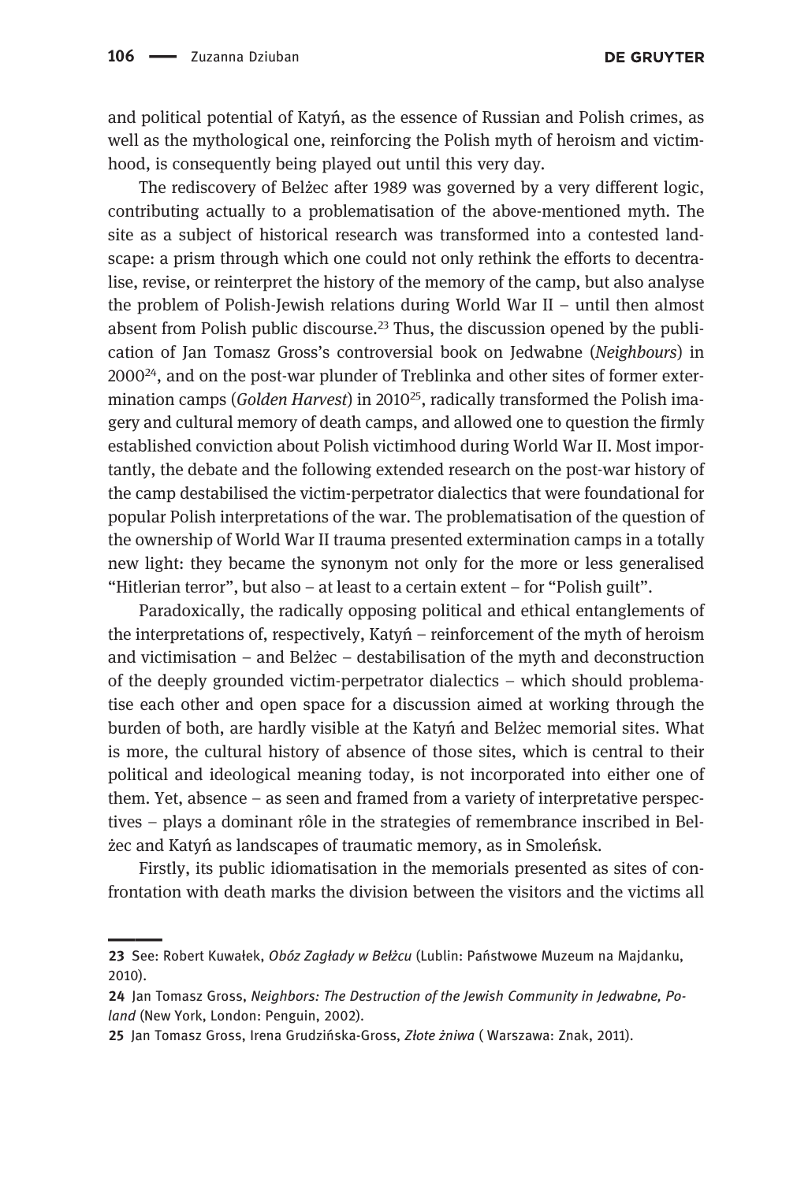and political potential of Katyń, as the essence of Russian and Polish crimes, as well as the mythological one, reinforcing the Polish myth of heroism and victimhood, is consequently being played out until this very day.

The rediscovery of Bełżec after 1989 was governed by a very different logic, contributing actually to a problematisation of the above-mentioned myth. The site as a subject of historical research was transformed into a contested landscape: a prism through which one could not only rethink the efforts to decentralise, revise, or reinterpret the history of the memory of the camp, but also analyse the problem of Polish-Jewish relations during World War II – until then almost absent from Polish public discourse.[23] Thus, the discussion opened by the publication of Jan Tomasz Gross's controversial book on Jedwabne (*Neighbours*) in 2000[24], and on the post-war plunder of Treblinka and other sites of former extermination camps (*Golden Harvest*) in 2010[25], radically transformed the Polish imagery and cultural memory of death camps, and allowed one to question the firmly established conviction about Polish victimhood during World War II. Most importantly, the debate and the following extended research on the post-war history of the camp destabilised the victim-perpetrator dialectics that were foundational for popular Polish interpretations of the war. The problematisation of the question of the ownership of World War II trauma presented extermination camps in a totally new light: they became the synonym not only for the more or less generalised "Hitlerian terror", but also – at least to a certain extent – for "Polish guilt".

Paradoxically, the radically opposing political and ethical entanglements of the interpretations of, respectively, Katyń – reinforcement of the myth of heroism and victimisation – and Bełżec – destabilisation of the myth and deconstruction of the deeply grounded victim-perpetrator dialectics – which should problematise each other and open space for a discussion aimed at working through the burden of both, are hardly visible at the Katyń and Bełżec memorial sites. What is more, the cultural history of absence of those sites, which is central to their political and ideological meaning today, is not incorporated into either one of them. Yet, absence – as seen and framed from a variety of interpretative perspectives – plays a dominant rôle in the strategies of remembrance inscribed in Bełżec and Katyń as landscapes of traumatic memory, as in Smoleńsk.

Firstly, its public idiomatisation in the memorials presented as sites of confrontation with death marks the division between the visitors and the victims all

---

23 See: Robert Kuwałek, *Obóz Zagłady w Bełżcu* (Lublin: Państwowe Muzeum na Majdanku, 2010).

24 Jan Tomasz Gross, *Neighbors: The Destruction of the Jewish Community in Jedwabne, Poland* (New York, London: Penguin, 2002).

25 Jan Tomasz Gross, Irena Grudzińska-Gross, *Złote żniwa* ( Warszawa: Znak, 2011).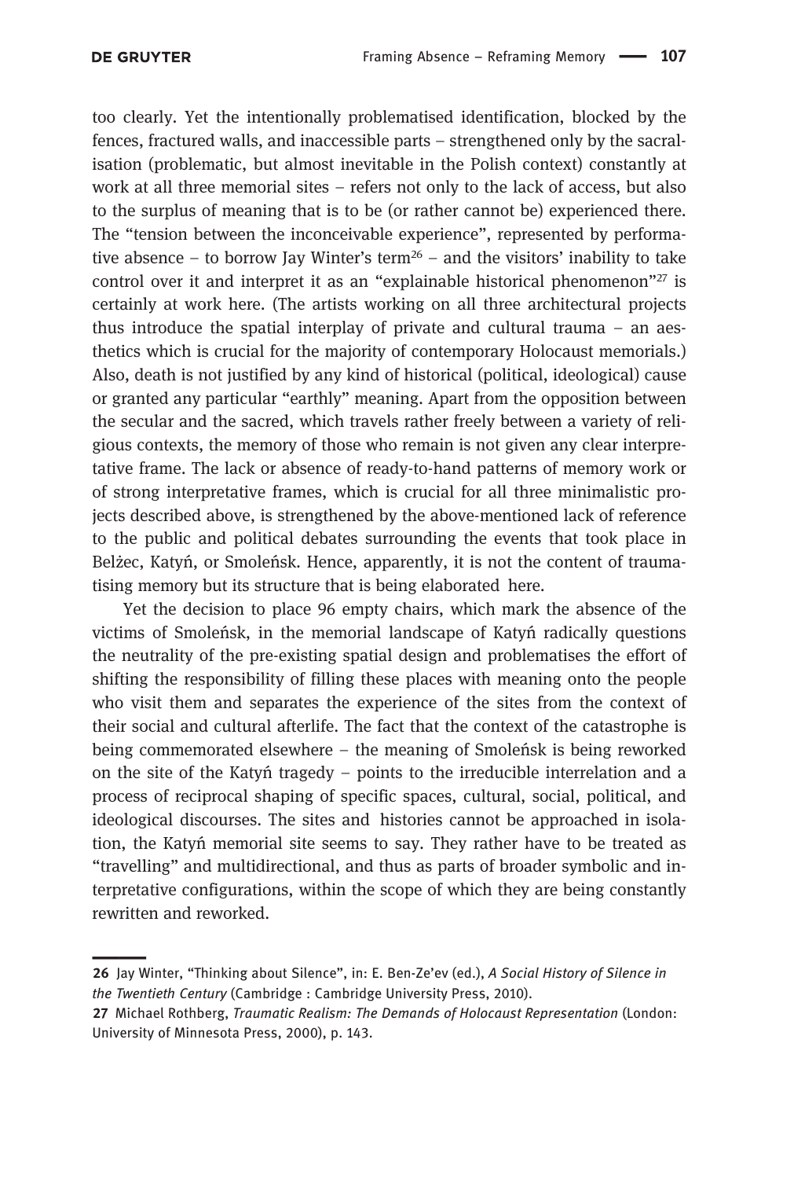too clearly. Yet the intentionally problematised identification, blocked by the fences, fractured walls, and inaccessible parts – strengthened only by the sacralisation (problematic, but almost inevitable in the Polish context) constantly at work at all three memorial sites – refers not only to the lack of access, but also to the surplus of meaning that is to be (or rather cannot be) experienced there. The "tension between the inconceivable experience", represented by performative absence – to borrow Jay Winter's term[26] – and the visitors' inability to take control over it and interpret it as an "explainable historical phenomenon"[27] is certainly at work here. (The artists working on all three architectural projects thus introduce the spatial interplay of private and cultural trauma – an aesthetics which is crucial for the majority of contemporary Holocaust memorials.) Also, death is not justified by any kind of historical (political, ideological) cause or granted any particular "earthly" meaning. Apart from the opposition between the secular and the sacred, which travels rather freely between a variety of religious contexts, the memory of those who remain is not given any clear interpretative frame. The lack or absence of ready-to-hand patterns of memory work or of strong interpretative frames, which is crucial for all three minimalistic projects described above, is strengthened by the above-mentioned lack of reference to the public and political debates surrounding the events that took place in Bełżec, Katyń, or Smoleńsk. Hence, apparently, it is not the content of traumatising memory but its structure that is being elaborated here.

Yet the decision to place 96 empty chairs, which mark the absence of the victims of Smoleńsk, in the memorial landscape of Katyń radically questions the neutrality of the pre-existing spatial design and problematises the effort of shifting the responsibility of filling these places with meaning onto the people who visit them and separates the experience of the sites from the context of their social and cultural afterlife. The fact that the context of the catastrophe is being commemorated elsewhere – the meaning of Smoleńsk is being reworked on the site of the Katyń tragedy – points to the irreducible interrelation and a process of reciprocal shaping of specific spaces, cultural, social, political, and ideological discourses. The sites and histories cannot be approached in isolation, the Katyń memorial site seems to say. They rather have to be treated as "travelling" and multidirectional, and thus as parts of broader symbolic and interpretative configurations, within the scope of which they are being constantly rewritten and reworked.

---

26 Jay Winter, "Thinking about Silence", in: E. Ben-Ze'ev (ed.), *A Social History of Silence in the Twentieth Century* (Cambridge : Cambridge University Press, 2010).

27 Michael Rothberg, *Traumatic Realism: The Demands of Holocaust Representation* (London: University of Minnesota Press, 2000), p. 143.